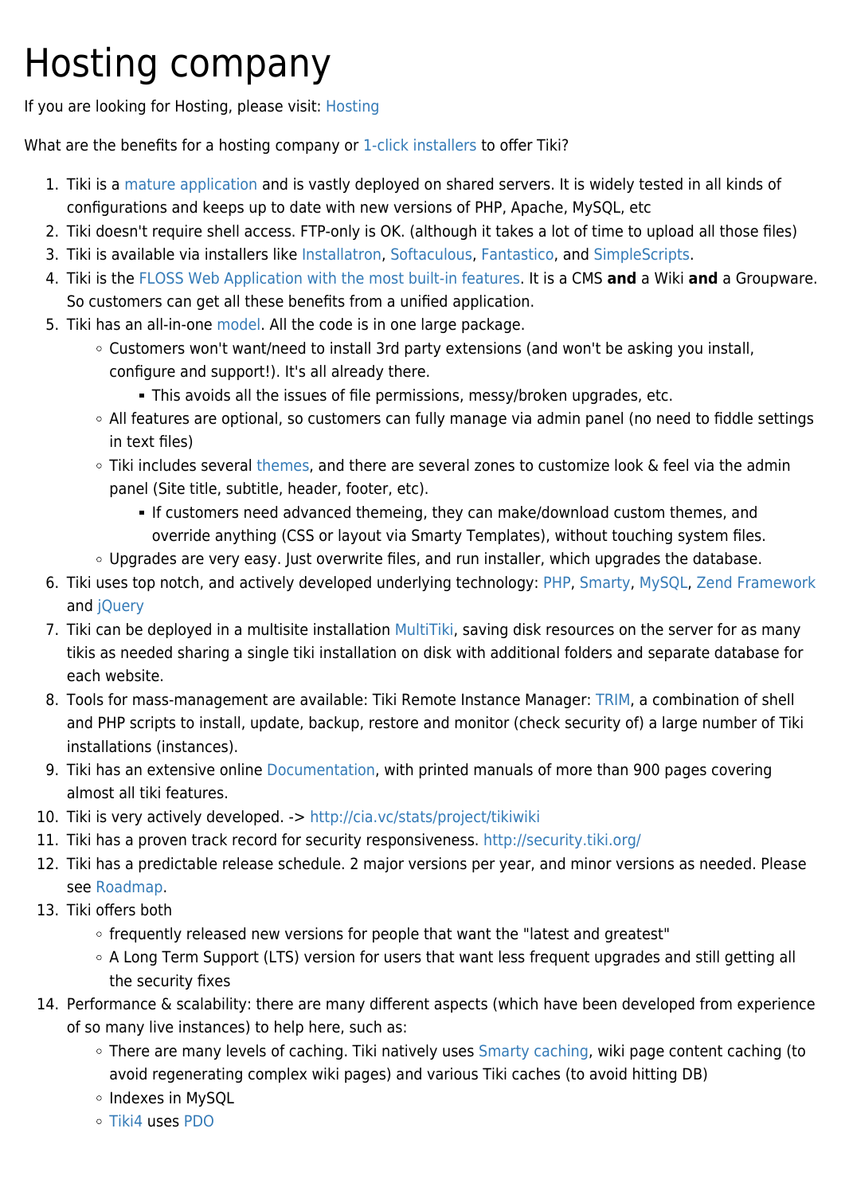# Hosting company

If you are looking for Hosting, please visit: Hosting

What are the benefits for a hosting company or 1-click installers to offer Tiki?

1. Tiki is a mature application and is vastly deployed on shared servers. It is widely tested in all kinds of configurations and keeps up to date with new versions of PHP, Apache, MySQL, etc
2. Tiki doesn't require shell access. FTP-only is OK. (although it takes a lot of time to upload all those files)
3. Tiki is available via installers like Installatron, Softaculous, Fantastico, and SimpleScripts.
4. Tiki is the FLOSS Web Application with the most built-in features. It is a CMS **and** a Wiki **and** a Groupware. So customers can get all these benefits from a unified application.
5. Tiki has an all-in-one model. All the code is in one large package.
    - Customers won't want/need to install 3rd party extensions (and won't be asking you install, configure and support!). It's all already there.
        - This avoids all the issues of file permissions, messy/broken upgrades, etc.
    - All features are optional, so customers can fully manage via admin panel (no need to fiddle settings in text files)
    - Tiki includes several themes, and there are several zones to customize look & feel via the admin panel (Site title, subtitle, header, footer, etc).
        - If customers need advanced themeing, they can make/download custom themes, and override anything (CSS or layout via Smarty Templates), without touching system files.
    - Upgrades are very easy. Just overwrite files, and run installer, which upgrades the database.
6. Tiki uses top notch, and actively developed underlying technology: PHP, Smarty, MySQL, Zend Framework and jQuery
7. Tiki can be deployed in a multisite installation MultiTiki, saving disk resources on the server for as many tikis as needed sharing a single tiki installation on disk with additional folders and separate database for each website.
8. Tools for mass-management are available: Tiki Remote Instance Manager: TRIM, a combination of shell and PHP scripts to install, update, backup, restore and monitor (check security of) a large number of Tiki installations (instances).
9. Tiki has an extensive online Documentation, with printed manuals of more than 900 pages covering almost all tiki features.
10. Tiki is very actively developed. -> http://cia.vc/stats/project/tikiwiki
11. Tiki has a proven track record for security responsiveness. http://security.tiki.org/
12. Tiki has a predictable release schedule. 2 major versions per year, and minor versions as needed. Please see Roadmap.
13. Tiki offers both
    - frequently released new versions for people that want the "latest and greatest"
    - A Long Term Support (LTS) version for users that want less frequent upgrades and still getting all the security fixes
14. Performance & scalability: there are many different aspects (which have been developed from experience of so many live instances) to help here, such as:
    - There are many levels of caching. Tiki natively uses Smarty caching, wiki page content caching (to avoid regenerating complex wiki pages) and various Tiki caches (to avoid hitting DB)
    - Indexes in MySQL
    - Tiki4 uses PDO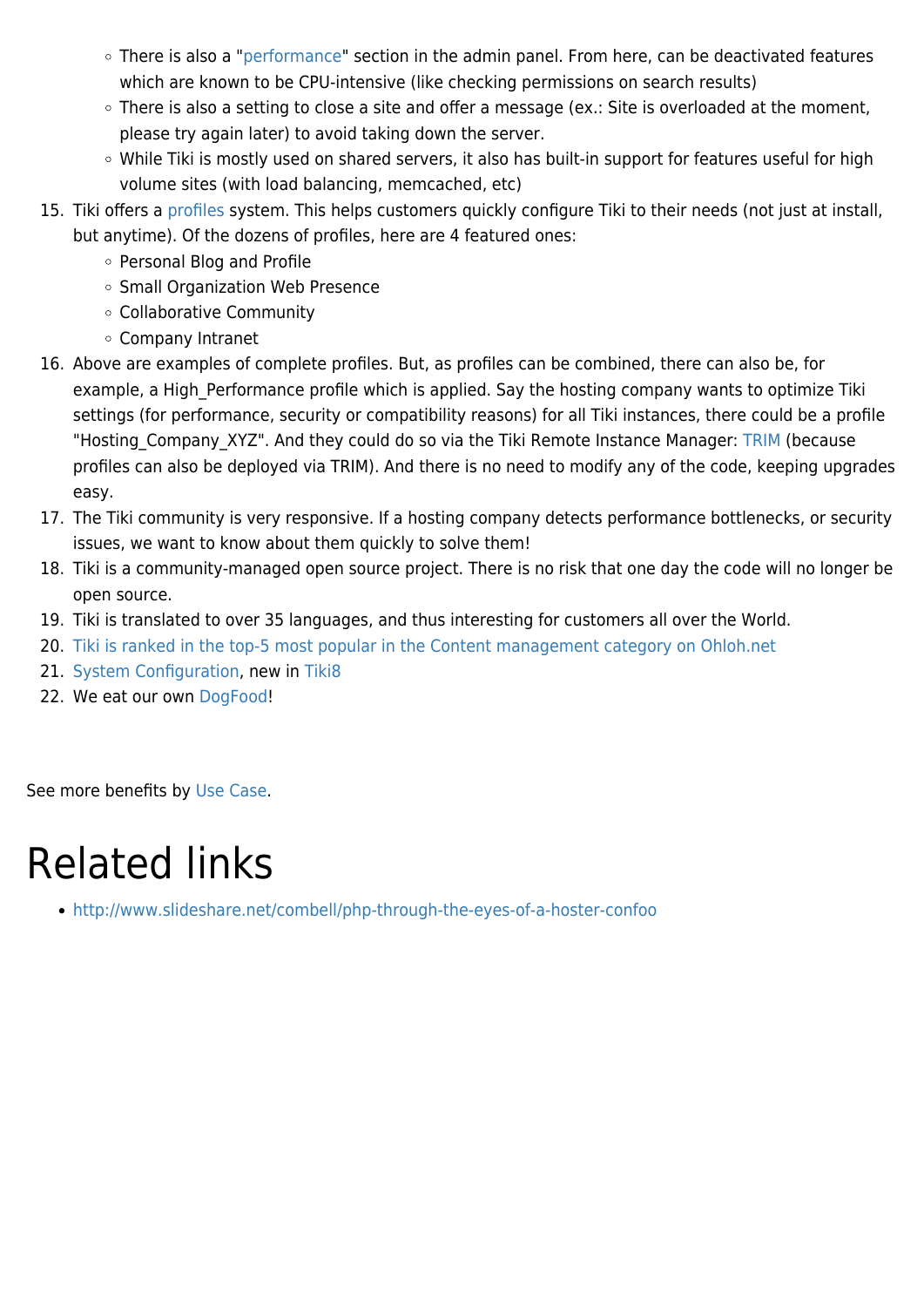- There is also a "performance" section in the admin panel. From here, can be deactivated features which are known to be CPU-intensive (like checking permissions on search results)
    - There is also a setting to close a site and offer a message (ex.: Site is overloaded at the moment, please try again later) to avoid taking down the server.
    - While Tiki is mostly used on shared servers, it also has built-in support for features useful for high volume sites (with load balancing, memcached, etc)

15. Tiki offers a profiles system. This helps customers quickly configure Tiki to their needs (not just at install, but anytime). Of the dozens of profiles, here are 4 featured ones:
    - Personal Blog and Profile
    - Small Organization Web Presence
    - Collaborative Community
    - Company Intranet
16. Above are examples of complete profiles. But, as profiles can be combined, there can also be, for example, a High_Performance profile which is applied. Say the hosting company wants to optimize Tiki settings (for performance, security or compatibility reasons) for all Tiki instances, there could be a profile "Hosting_Company_XYZ". And they could do so via the Tiki Remote Instance Manager: TRIM (because profiles can also be deployed via TRIM). And there is no need to modify any of the code, keeping upgrades easy.
17. The Tiki community is very responsive. If a hosting company detects performance bottlenecks, or security issues, we want to know about them quickly to solve them!
18. Tiki is a community-managed open source project. There is no risk that one day the code will no longer be open source.
19. Tiki is translated to over 35 languages, and thus interesting for customers all over the World.
20. Tiki is ranked in the top-5 most popular in the Content management category on Ohloh.net
21. System Configuration, new in Tiki8
22. We eat our own DogFood!

See more benefits by Use Case.

# Related links

- http://www.slideshare.net/combell/php-through-the-eyes-of-a-hoster-confoo